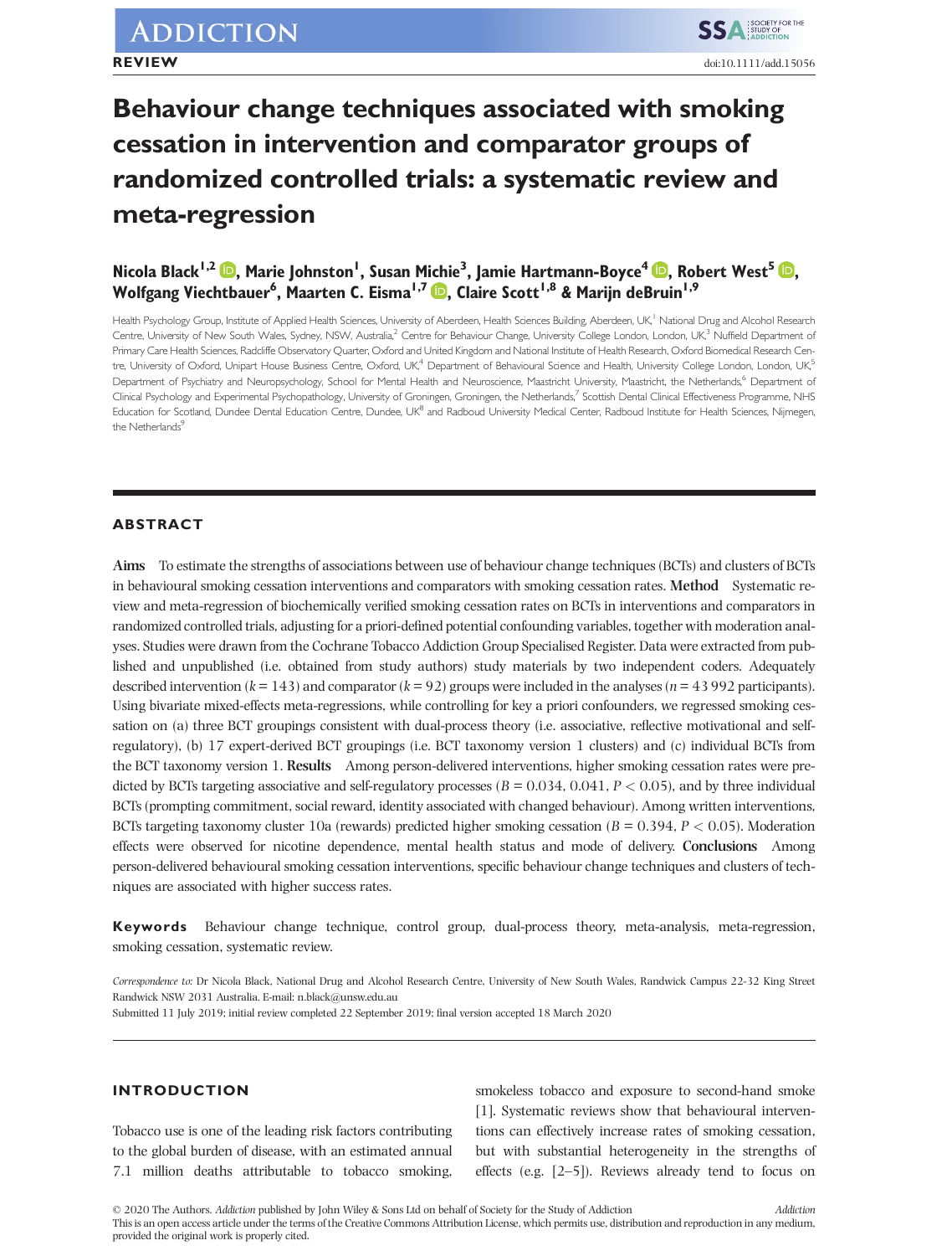REVIEW

doi:10.1111/add.15056

# Behaviour change techniques associated with smoking cessation in intervention and comparator groups of randomized controlled trials: a systematic review and meta-regression

**Nicola Black[1,2], Marie Johnston[1], Susan Michie[3], Jamie Hartmann-Boyce[4], Robert West[5], Wolfgang Viechtbauer[6], Maarten C. Eisma[1,7], Claire Scott[1,8] & Marijn deBruin[1,9]**

Health Psychology Group, Institute of Applied Health Sciences, University of Aberdeen, Health Sciences Building, Aberdeen, UK,[1] National Drug and Alcohol Research Centre, University of New South Wales, Sydney, NSW, Australia,[2] Centre for Behaviour Change, University College London, London, UK,[3] Nuffield Department of Primary Care Health Sciences, Radcliffe Observatory Quarter, Oxford and United Kingdom and National Institute of Health Research, Oxford Biomedical Research Centre, University of Oxford, Unipart House Business Centre, Oxford, UK,[4] Department of Behavioural Science and Health, University College London, London, UK,[5] Department of Psychiatry and Neuropsychology, School for Mental Health and Neuroscience, Maastricht University, Maastricht, the Netherlands,[6] Department of Clinical Psychology and Experimental Psychopathology, University of Groningen, Groningen, the Netherlands,[7] Scottish Dental Clinical Effectiveness Programme, NHS Education for Scotland, Dundee Dental Education Centre, Dundee, UK[8] and Radboud University Medical Center, Radboud Institute for Health Sciences, Nijmegen, the Netherlands[9]

## ABSTRACT

**Aims** To estimate the strengths of associations between use of behaviour change techniques (BCTs) and clusters of BCTs in behavioural smoking cessation interventions and comparators with smoking cessation rates. **Method** Systematic review and meta-regression of biochemically verified smoking cessation rates on BCTs in interventions and comparators in randomized controlled trials, adjusting for a priori-defined potential confounding variables, together with moderation analyses. Studies were drawn from the Cochrane Tobacco Addiction Group Specialised Register. Data were extracted from published and unpublished (i.e. obtained from study authors) study materials by two independent coders. Adequately described intervention ($k = 143$) and comparator ($k = 92$) groups were included in the analyses ($n = 43\,992$ participants). Using bivariate mixed-effects meta-regressions, while controlling for key a priori confounders, we regressed smoking cessation on (a) three BCT groupings consistent with dual-process theory (i.e. associative, reflective motivational and self-regulatory), (b) 17 expert-derived BCT groupings (i.e. BCT taxonomy version 1 clusters) and (c) individual BCTs from the BCT taxonomy version 1. **Results** Among person-delivered interventions, higher smoking cessation rates were predicted by BCTs targeting associative and self-regulatory processes ($B = 0.034$, $0.041$, $P < 0.05$), and by three individual BCTs (prompting commitment, social reward, identity associated with changed behaviour). Among written interventions, BCTs targeting taxonomy cluster 10a (rewards) predicted higher smoking cessation ($B = 0.394$, $P < 0.05$). Moderation effects were observed for nicotine dependence, mental health status and mode of delivery. **Conclusions** Among person-delivered behavioural smoking cessation interventions, specific behaviour change techniques and clusters of techniques are associated with higher success rates.

**Keywords** Behaviour change technique, control group, dual-process theory, meta-analysis, meta-regression, smoking cessation, systematic review.

*Correspondence to:* Dr Nicola Black, National Drug and Alcohol Research Centre, University of New South Wales, Randwick Campus 22-32 King Street Randwick NSW 2031 Australia. E-mail: n.black@unsw.edu.au

Submitted 11 July 2019; initial review completed 22 September 2019; final version accepted 18 March 2020

## INTRODUCTION

Tobacco use is one of the leading risk factors contributing to the global burden of disease, with an estimated annual 7.1 million deaths attributable to tobacco smoking, smokeless tobacco and exposure to second-hand smoke [1]. Systematic reviews show that behavioural interventions can effectively increase rates of smoking cessation, but with substantial heterogeneity in the strengths of effects (e.g. [2–5]). Reviews already tend to focus on

© 2020 The Authors. *Addiction* published by John Wiley & Sons Ltd on behalf of Society for the Study of Addiction

This is an open access article under the terms of the Creative Commons Attribution License, which permits use, distribution and reproduction in any medium, provided the original work is properly cited.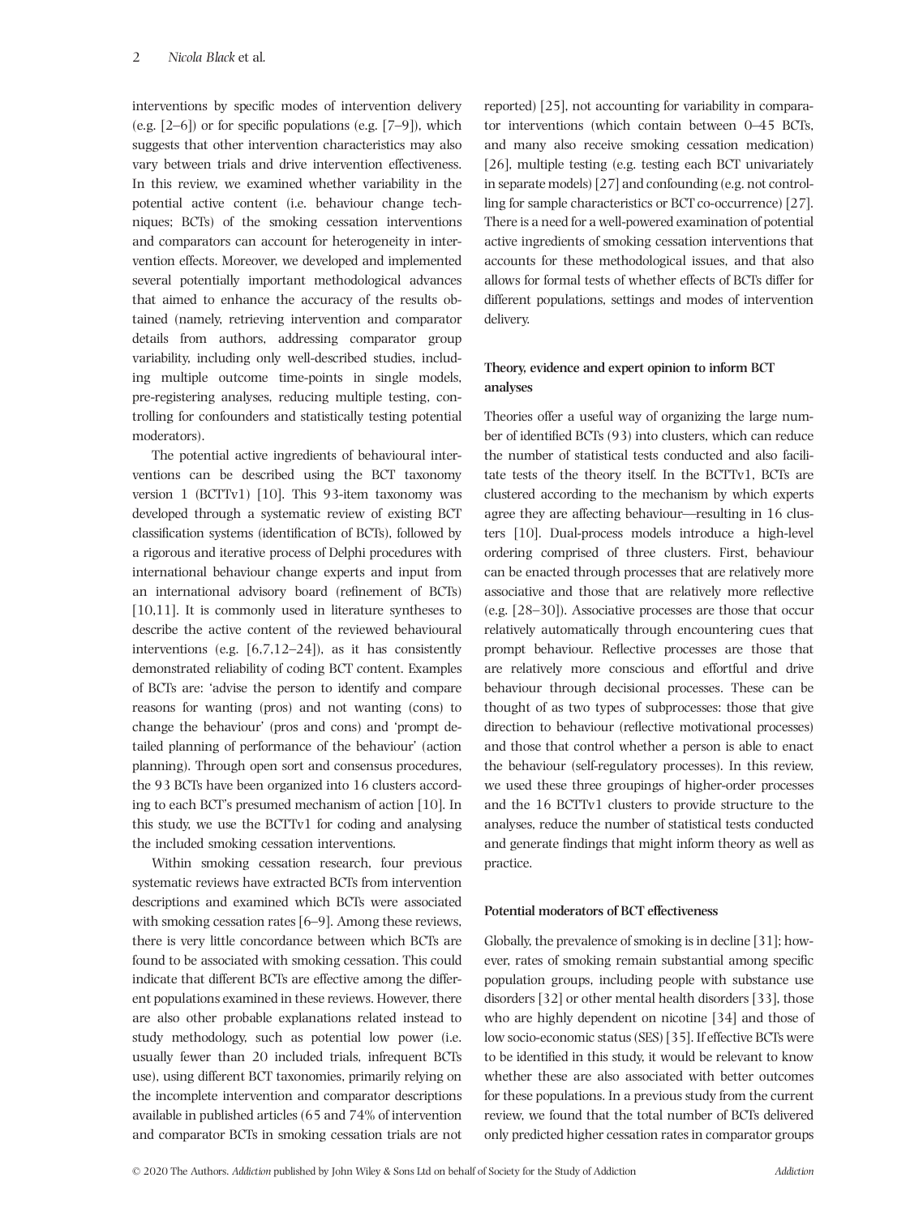interventions by specific modes of intervention delivery (e.g. [2–6]) or for specific populations (e.g. [7–9]), which suggests that other intervention characteristics may also vary between trials and drive intervention effectiveness. In this review, we examined whether variability in the potential active content (i.e. behaviour change techniques; BCTs) of the smoking cessation interventions and comparators can account for heterogeneity in intervention effects. Moreover, we developed and implemented several potentially important methodological advances that aimed to enhance the accuracy of the results obtained (namely, retrieving intervention and comparator details from authors, addressing comparator group variability, including only well-described studies, including multiple outcome time-points in single models, pre-registering analyses, reducing multiple testing, controlling for confounders and statistically testing potential moderators).

The potential active ingredients of behavioural interventions can be described using the BCT taxonomy version 1 (BCTTv1) [10]. This 93-item taxonomy was developed through a systematic review of existing BCT classification systems (identification of BCTs), followed by a rigorous and iterative process of Delphi procedures with international behaviour change experts and input from an international advisory board (refinement of BCTs) [10,11]. It is commonly used in literature syntheses to describe the active content of the reviewed behavioural interventions (e.g. [6,7,12–24]), as it has consistently demonstrated reliability of coding BCT content. Examples of BCTs are: 'advise the person to identify and compare reasons for wanting (pros) and not wanting (cons) to change the behaviour' (pros and cons) and 'prompt detailed planning of performance of the behaviour' (action planning). Through open sort and consensus procedures, the 93 BCTs have been organized into 16 clusters according to each BCT's presumed mechanism of action [10]. In this study, we use the BCTTv1 for coding and analysing the included smoking cessation interventions.

Within smoking cessation research, four previous systematic reviews have extracted BCTs from intervention descriptions and examined which BCTs were associated with smoking cessation rates [6–9]. Among these reviews, there is very little concordance between which BCTs are found to be associated with smoking cessation. This could indicate that different BCTs are effective among the different populations examined in these reviews. However, there are also other probable explanations related instead to study methodology, such as potential low power (i.e. usually fewer than 20 included trials, infrequent BCTs use), using different BCT taxonomies, primarily relying on the incomplete intervention and comparator descriptions available in published articles (65 and 74% of intervention and comparator BCTs in smoking cessation trials are not reported) [25], not accounting for variability in comparator interventions (which contain between 0–45 BCTs, and many also receive smoking cessation medication) [26], multiple testing (e.g. testing each BCT univariately in separate models) [27] and confounding (e.g. not controlling for sample characteristics or BCT co-occurrence) [27]. There is a need for a well-powered examination of potential active ingredients of smoking cessation interventions that accounts for these methodological issues, and that also allows for formal tests of whether effects of BCTs differ for different populations, settings and modes of intervention delivery.

### Theory, evidence and expert opinion to inform BCT analyses

Theories offer a useful way of organizing the large number of identified BCTs (93) into clusters, which can reduce the number of statistical tests conducted and also facilitate tests of the theory itself. In the BCTTv1, BCTs are clustered according to the mechanism by which experts agree they are affecting behaviour—resulting in 16 clusters [10]. Dual-process models introduce a high-level ordering comprised of three clusters. First, behaviour can be enacted through processes that are relatively more associative and those that are relatively more reflective (e.g. [28–30]). Associative processes are those that occur relatively automatically through encountering cues that prompt behaviour. Reflective processes are those that are relatively more conscious and effortful and drive behaviour through decisional processes. These can be thought of as two types of subprocesses: those that give direction to behaviour (reflective motivational processes) and those that control whether a person is able to enact the behaviour (self-regulatory processes). In this review, we used these three groupings of higher-order processes and the 16 BCTTv1 clusters to provide structure to the analyses, reduce the number of statistical tests conducted and generate findings that might inform theory as well as practice.

### Potential moderators of BCT effectiveness

Globally, the prevalence of smoking is in decline [31]; however, rates of smoking remain substantial among specific population groups, including people with substance use disorders [32] or other mental health disorders [33], those who are highly dependent on nicotine [34] and those of low socio-economic status (SES) [35]. If effective BCTs were to be identified in this study, it would be relevant to know whether these are also associated with better outcomes for these populations. In a previous study from the current review, we found that the total number of BCTs delivered only predicted higher cessation rates in comparator groups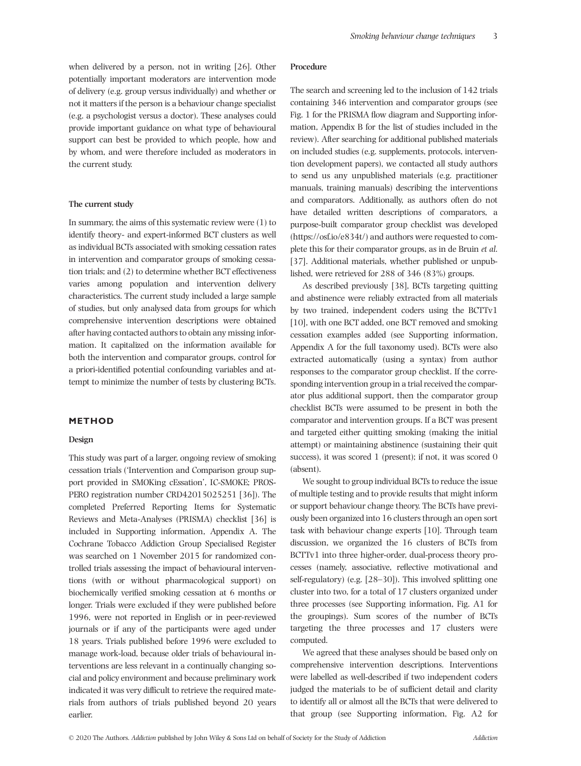when delivered by a person, not in writing [26]. Other potentially important moderators are intervention mode of delivery (e.g. group versus individually) and whether or not it matters if the person is a behaviour change specialist (e.g. a psychologist versus a doctor). These analyses could provide important guidance on what type of behavioural support can best be provided to which people, how and by whom, and were therefore included as moderators in the current study.

### The current study

In summary, the aims of this systematic review were (1) to identify theory- and expert-informed BCT clusters as well as individual BCTs associated with smoking cessation rates in intervention and comparator groups of smoking cessation trials; and (2) to determine whether BCT effectiveness varies among population and intervention delivery characteristics. The current study included a large sample of studies, but only analysed data from groups for which comprehensive intervention descriptions were obtained after having contacted authors to obtain any missing information. It capitalized on the information available for both the intervention and comparator groups, control for a priori-identified potential confounding variables and attempt to minimize the number of tests by clustering BCTs.

## METHOD

### Design

This study was part of a larger, ongoing review of smoking cessation trials ('Intervention and Comparison group support provided in SMOKing cEssation', IC-SMOKE; PROSPERO registration number CRD42015025251 [36]). The completed Preferred Reporting Items for Systematic Reviews and Meta-Analyses (PRISMA) checklist [36] is included in Supporting information, Appendix A. The Cochrane Tobacco Addiction Group Specialised Register was searched on 1 November 2015 for randomized controlled trials assessing the impact of behavioural interventions (with or without pharmacological support) on biochemically verified smoking cessation at 6 months or longer. Trials were excluded if they were published before 1996, were not reported in English or in peer-reviewed journals or if any of the participants were aged under 18 years. Trials published before 1996 were excluded to manage work-load, because older trials of behavioural interventions are less relevant in a continually changing social and policy environment and because preliminary work indicated it was very difficult to retrieve the required materials from authors of trials published beyond 20 years earlier.

### Procedure

The search and screening led to the inclusion of 142 trials containing 346 intervention and comparator groups (see Fig. 1 for the PRISMA flow diagram and Supporting information, Appendix B for the list of studies included in the review). After searching for additional published materials on included studies (e.g. supplements, protocols, intervention development papers), we contacted all study authors to send us any unpublished materials (e.g. practitioner manuals, training manuals) describing the interventions and comparators. Additionally, as authors often do not have detailed written descriptions of comparators, a purpose-built comparator group checklist was developed (https://osf.io/e834t/) and authors were requested to complete this for their comparator groups, as in de Bruin *et al.* [37]. Additional materials, whether published or unpublished, were retrieved for 288 of 346 (83%) groups.

As described previously [38], BCTs targeting quitting and abstinence were reliably extracted from all materials by two trained, independent coders using the BCTTv1 [10], with one BCT added, one BCT removed and smoking cessation examples added (see Supporting information, Appendix A for the full taxonomy used). BCTs were also extracted automatically (using a syntax) from author responses to the comparator group checklist. If the corresponding intervention group in a trial received the comparator plus additional support, then the comparator group checklist BCTs were assumed to be present in both the comparator and intervention groups. If a BCT was present and targeted either quitting smoking (making the initial attempt) or maintaining abstinence (sustaining their quit success), it was scored 1 (present); if not, it was scored 0 (absent).

We sought to group individual BCTs to reduce the issue of multiple testing and to provide results that might inform or support behaviour change theory. The BCTs have previously been organized into 16 clusters through an open sort task with behaviour change experts [10]. Through team discussion, we organized the 16 clusters of BCTs from BCTTv1 into three higher-order, dual-process theory processes (namely, associative, reflective motivational and self-regulatory) (e.g. [28–30]). This involved splitting one cluster into two, for a total of 17 clusters organized under three processes (see Supporting information, Fig. A1 for the groupings). Sum scores of the number of BCTs targeting the three processes and 17 clusters were computed.

We agreed that these analyses should be based only on comprehensive intervention descriptions. Interventions were labelled as well-described if two independent coders judged the materials to be of sufficient detail and clarity to identify all or almost all the BCTs that were delivered to that group (see Supporting information, Fig. A2 for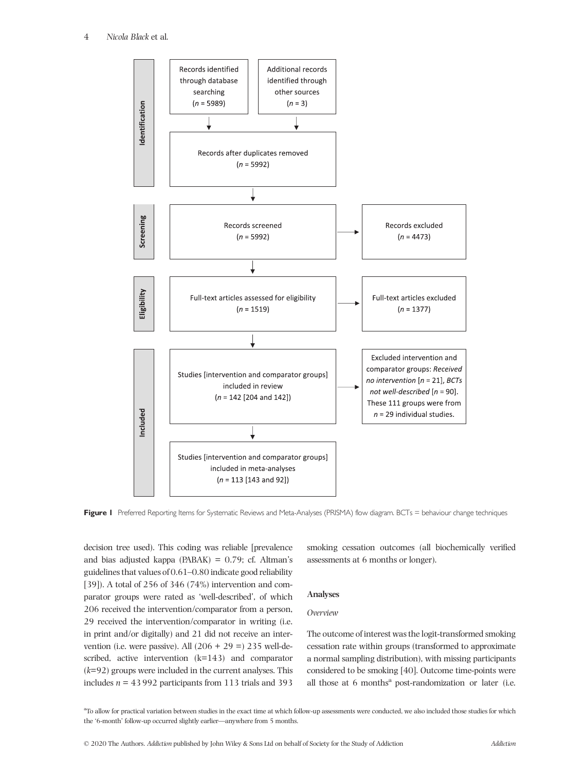Identification

Records identified through database searching ($n$ = 5989)

Additional records identified through other sources ($n$ = 3)

Records after duplicates removed ($n$ = 5992)

Screening

Records screened ($n$ = 5992)

Records excluded ($n$ = 4473)

Eligibility

Full-text articles assessed for eligibility ($n$ = 1519)

Full-text articles excluded ($n$ = 1377)

Included

Studies [intervention and comparator groups] included in review ($n$ = 142 [204 and 142])

Excluded intervention and comparator groups: *Received no intervention* [$n$ = 21], *BCTs not well-described* [$n$ = 90]. These 111 groups were from $n$ = 29 individual studies.

Studies [intervention and comparator groups] included in meta-analyses ($n$ = 113 [143 and 92])

**Figure 1** Preferred Reporting Items for Systematic Reviews and Meta-Analyses (PRISMA) flow diagram. BCTs = behaviour change techniques

decision tree used). This coding was reliable [prevalence and bias adjusted kappa (PABAK) = 0.79; cf. Altman's guidelines that values of 0.61–0.80 indicate good reliability [39]). A total of 256 of 346 (74%) intervention and comparator groups were rated as 'well-described', of which 206 received the intervention/comparator from a person, 29 received the intervention/comparator in writing (i.e. in print and/or digitally) and 21 did not receive an intervention (i.e. were passive). All (206 + 29 =) 235 well-described, active intervention (k=143) and comparator ($k$=92) groups were included in the current analyses. This includes $n$ = 43 992 participants from 113 trials and 393 smoking cessation outcomes (all biochemically verified assessments at 6 months or longer).

## Analyses

### *Overview*

The outcome of interest was the logit-transformed smoking cessation rate within groups (transformed to approximate a normal sampling distribution), with missing participants considered to be smoking [40]. Outcome time-points were all those at 6 months[a] post-randomization or later (i.e.

[a]To allow for practical variation between studies in the exact time at which follow-up assessments were conducted, we also included those studies for which the '6-month' follow-up occurred slightly earlier—anywhere from 5 months.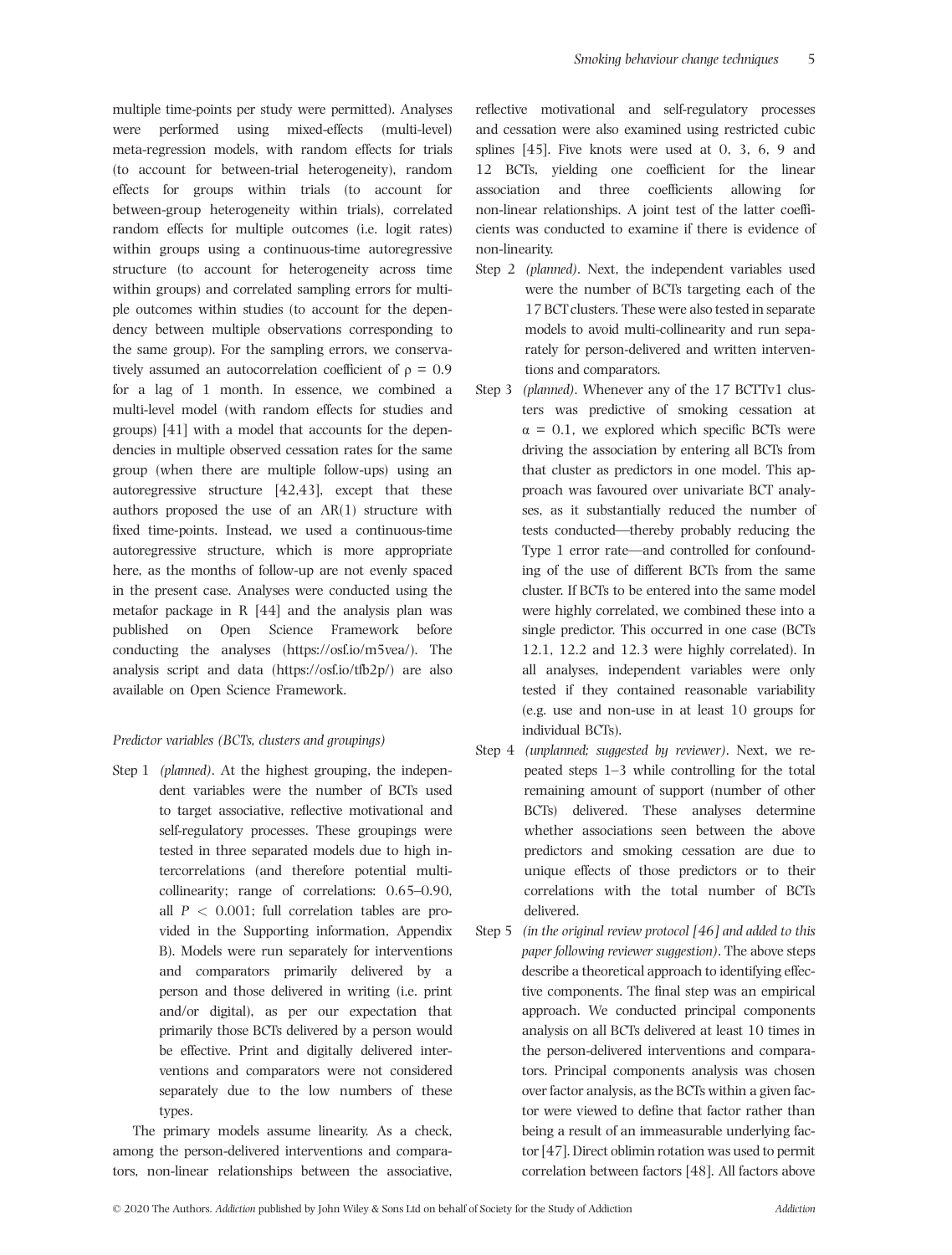multiple time-points per study were permitted). Analyses were performed using mixed-effects (multi-level) meta-regression models, with random effects for trials (to account for between-trial heterogeneity), random effects for groups within trials (to account for between-group heterogeneity within trials), correlated random effects for multiple outcomes (i.e. logit rates) within groups using a continuous-time autoregressive structure (to account for heterogeneity across time within groups) and correlated sampling errors for multiple outcomes within studies (to account for the dependency between multiple observations corresponding to the same group). For the sampling errors, we conservatively assumed an autocorrelation coefficient of $\rho = 0.9$ for a lag of 1 month. In essence, we combined a multi-level model (with random effects for studies and groups) [41] with a model that accounts for the dependencies in multiple observed cessation rates for the same group (when there are multiple follow-ups) using an autoregressive structure [42,43], except that these authors proposed the use of an AR(1) structure with fixed time-points. Instead, we used a continuous-time autoregressive structure, which is more appropriate here, as the months of follow-up are not evenly spaced in the present case. Analyses were conducted using the metafor package in R [44] and the analysis plan was published on Open Science Framework before conducting the analyses (https://osf.io/m5vea/). The analysis script and data (https://osf.io/tfb2p/) are also available on Open Science Framework.

*Predictor variables (BCTs, clusters and groupings)*

Step 1 *(planned)*. At the highest grouping, the independent variables were the number of BCTs used to target associative, reflective motivational and self-regulatory processes. These groupings were tested in three separated models due to high intercorrelations (and therefore potential multicollinearity; range of correlations: 0.65–0.90, all $P < 0.001$; full correlation tables are provided in the Supporting information, Appendix B). Models were run separately for interventions and comparators primarily delivered by a person and those delivered in writing (i.e. print and/or digital), as per our expectation that primarily those BCTs delivered by a person would be effective. Print and digitally delivered interventions and comparators were not considered separately due to the low numbers of these types.

The primary models assume linearity. As a check, among the person-delivered interventions and comparators, non-linear relationships between the associative, reflective motivational and self-regulatory processes and cessation were also examined using restricted cubic splines [45]. Five knots were used at 0, 3, 6, 9 and 12 BCTs, yielding one coefficient for the linear association and three coefficients allowing for non-linear relationships. A joint test of the latter coefficients was conducted to examine if there is evidence of non-linearity.

Step 2 *(planned)*. Next, the independent variables used were the number of BCTs targeting each of the 17 BCT clusters. These were also tested in separate models to avoid multi-collinearity and run separately for person-delivered and written interventions and comparators.

Step 3 *(planned)*. Whenever any of the 17 BCTTv1 clusters was predictive of smoking cessation at $\alpha = 0.1$, we explored which specific BCTs were driving the association by entering all BCTs from that cluster as predictors in one model. This approach was favoured over univariate BCT analyses, as it substantially reduced the number of tests conducted—thereby probably reducing the Type 1 error rate—and controlled for confounding of the use of different BCTs from the same cluster. If BCTs to be entered into the same model were highly correlated, we combined these into a single predictor. This occurred in one case (BCTs 12.1, 12.2 and 12.3 were highly correlated). In all analyses, independent variables were only tested if they contained reasonable variability (e.g. use and non-use in at least 10 groups for individual BCTs).

Step 4 *(unplanned; suggested by reviewer)*. Next, we repeated steps 1–3 while controlling for the total remaining amount of support (number of other BCTs) delivered. These analyses determine whether associations seen between the above predictors and smoking cessation are due to unique effects of those predictors or to their correlations with the total number of BCTs delivered.

Step 5 *(in the original review protocol [46] and added to this paper following reviewer suggestion)*. The above steps describe a theoretical approach to identifying effective components. The final step was an empirical approach. We conducted principal components analysis on all BCTs delivered at least 10 times in the person-delivered interventions and comparators. Principal components analysis was chosen over factor analysis, as the BCTs within a given factor were viewed to define that factor rather than being a result of an immeasurable underlying factor [47]. Direct oblimin rotation was used to permit correlation between factors [48]. All factors above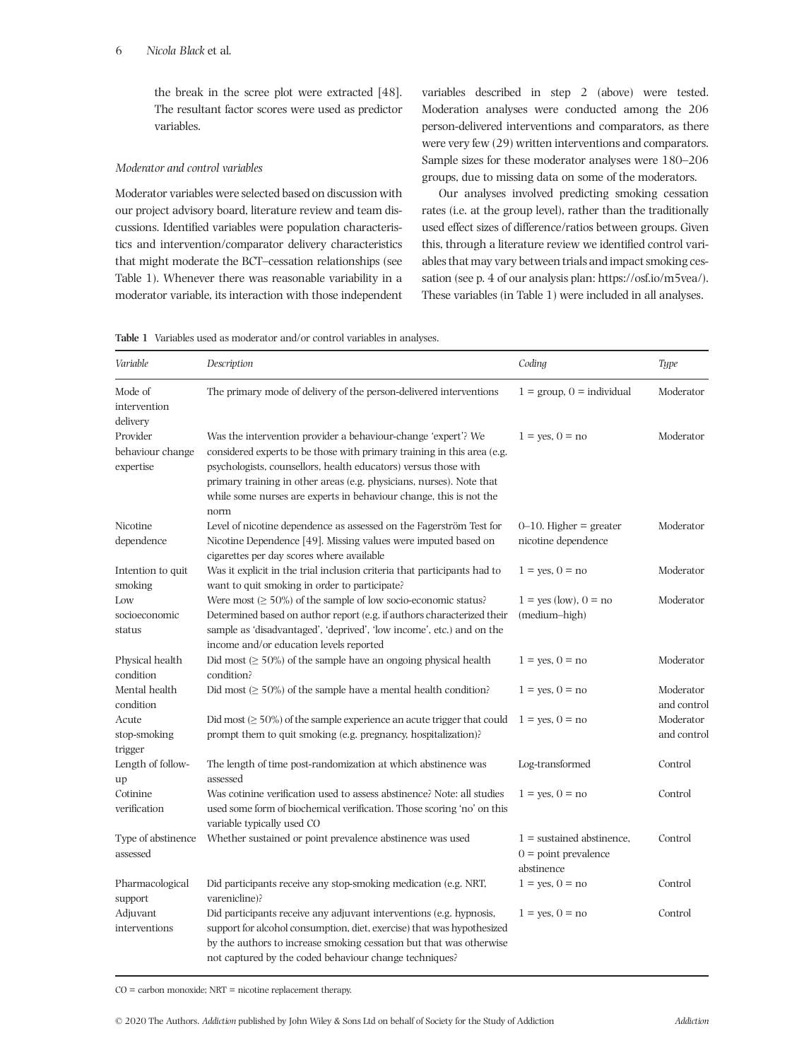the break in the scree plot were extracted [48]. The resultant factor scores were used as predictor variables.

*Moderator and control variables*

Moderator variables were selected based on discussion with our project advisory board, literature review and team discussions. Identified variables were population characteristics and intervention/comparator delivery characteristics that might moderate the BCT–cessation relationships (see Table 1). Whenever there was reasonable variability in a moderator variable, its interaction with those independent variables described in step 2 (above) were tested. Moderation analyses were conducted among the 206 person-delivered interventions and comparators, as there were very few (29) written interventions and comparators. Sample sizes for these moderator analyses were 180–206 groups, due to missing data on some of the moderators.

Our analyses involved predicting smoking cessation rates (i.e. at the group level), rather than the traditionally used effect sizes of difference/ratios between groups. Given this, through a literature review we identified control variables that may vary between trials and impact smoking cessation (see p. 4 of our analysis plan: https://osf.io/m5vea/). These variables (in Table 1) were included in all analyses.

**Table 1** Variables used as moderator and/or control variables in analyses.

| *Variable* | *Description* | *Coding* | *Type* |
|---|---|---|---|
| Mode of intervention delivery | The primary mode of delivery of the person-delivered interventions | 1 = group, 0 = individual | Moderator |
| Provider behaviour change expertise | Was the intervention provider a behaviour-change 'expert'? We considered experts to be those with primary training in this area (e.g. psychologists, counsellors, health educators) versus those with primary training in other areas (e.g. physicians, nurses). Note that while some nurses are experts in behaviour change, this is not the norm | 1 = yes, 0 = no | Moderator |
| Nicotine dependence | Level of nicotine dependence as assessed on the Fagerström Test for Nicotine Dependence [49]. Missing values were imputed based on cigarettes per day scores where available | 0–10. Higher = greater nicotine dependence | Moderator |
| Intention to quit smoking | Was it explicit in the trial inclusion criteria that participants had to want to quit smoking in order to participate? | 1 = yes, 0 = no | Moderator |
| Low socioeconomic status | Were most (≥ 50%) of the sample of low socio-economic status? Determined based on author report (e.g. if authors characterized their sample as 'disadvantaged', 'deprived', 'low income', etc.) and on the income and/or education levels reported | 1 = yes (low), 0 = no (medium–high) | Moderator |
| Physical health condition | Did most (≥ 50%) of the sample have an ongoing physical health condition? | 1 = yes, 0 = no | Moderator |
| Mental health condition | Did most (≥ 50%) of the sample have a mental health condition? | 1 = yes, 0 = no | Moderator and control |
| Acute stop-smoking trigger | Did most (≥ 50%) of the sample experience an acute trigger that could prompt them to quit smoking (e.g. pregnancy, hospitalization)? | 1 = yes, 0 = no | Moderator and control |
| Length of follow-up | The length of time post-randomization at which abstinence was assessed | Log-transformed | Control |
| Cotinine verification | Was cotinine verification used to assess abstinence? Note: all studies used some form of biochemical verification. Those scoring 'no' on this variable typically used CO | 1 = yes, 0 = no | Control |
| Type of abstinence assessed | Whether sustained or point prevalence abstinence was used | 1 = sustained abstinence, 0 = point prevalence abstinence | Control |
| Pharmacological support | Did participants receive any stop-smoking medication (e.g. NRT, varenicline)? | 1 = yes, 0 = no | Control |
| Adjuvant interventions | Did participants receive any adjuvant interventions (e.g. hypnosis, support for alcohol consumption, diet, exercise) that was hypothesized by the authors to increase smoking cessation but that was otherwise not captured by the coded behaviour change techniques? | 1 = yes, 0 = no | Control |

CO = carbon monoxide; NRT = nicotine replacement therapy.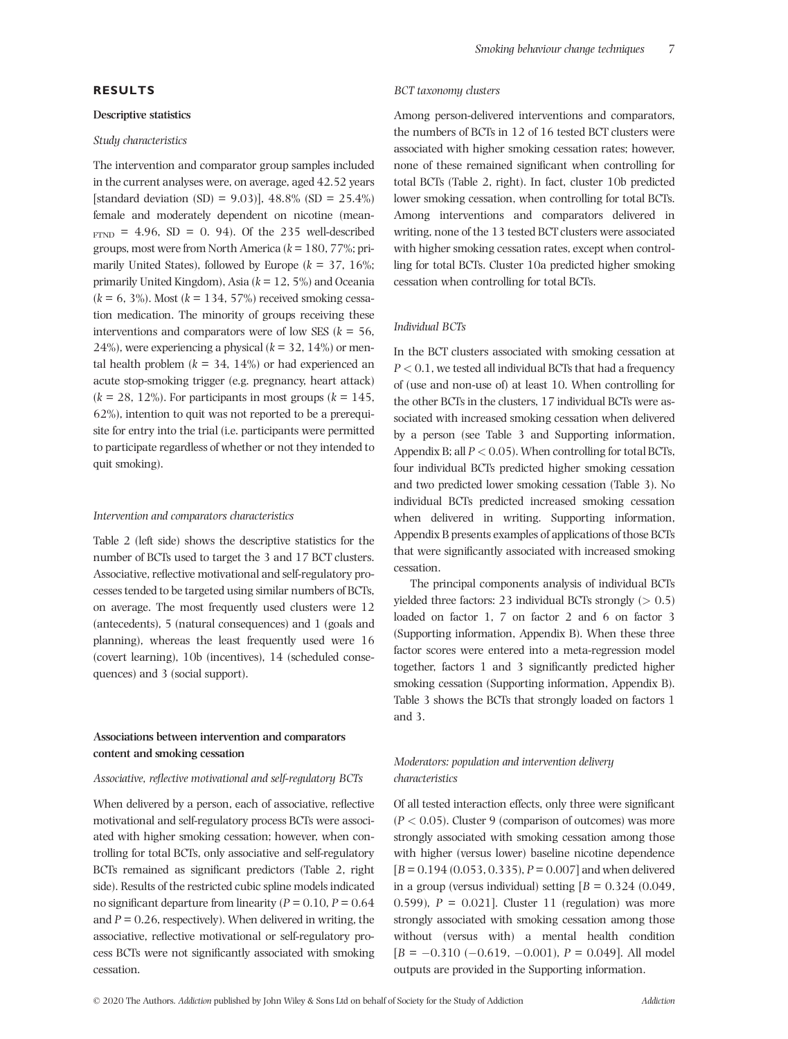## RESULTS

### Descriptive statistics

#### *Study characteristics*

The intervention and comparator group samples included in the current analyses were, on average, aged 42.52 years [standard deviation (SD) = 9.03)], 48.8% (SD = 25.4%) female and moderately dependent on nicotine ($mean_{FTND}$ = 4.96, SD = 0. 94). Of the 235 well-described groups, most were from North America ($k$ = 180, 77%; primarily United States), followed by Europe ($k$ = 37, 16%; primarily United Kingdom), Asia ($k$ = 12, 5%) and Oceania ($k$ = 6, 3%). Most ($k$ = 134, 57%) received smoking cessation medication. The minority of groups receiving these interventions and comparators were of low SES ($k$ = 56, 24%), were experiencing a physical ($k$ = 32, 14%) or mental health problem ($k$ = 34, 14%) or had experienced an acute stop-smoking trigger (e.g. pregnancy, heart attack) ($k$ = 28, 12%). For participants in most groups ($k$ = 145, 62%), intention to quit was not reported to be a prerequisite for entry into the trial (i.e. participants were permitted to participate regardless of whether or not they intended to quit smoking).

#### *Intervention and comparators characteristics*

Table 2 (left side) shows the descriptive statistics for the number of BCTs used to target the 3 and 17 BCT clusters. Associative, reflective motivational and self-regulatory processes tended to be targeted using similar numbers of BCTs, on average. The most frequently used clusters were 12 (antecedents), 5 (natural consequences) and 1 (goals and planning), whereas the least frequently used were 16 (covert learning), 10b (incentives), 14 (scheduled consequences) and 3 (social support).

### Associations between intervention and comparators content and smoking cessation

#### *Associative, reflective motivational and self-regulatory BCTs*

When delivered by a person, each of associative, reflective motivational and self-regulatory process BCTs were associated with higher smoking cessation; however, when controlling for total BCTs, only associative and self-regulatory BCTs remained as significant predictors (Table 2, right side). Results of the restricted cubic spline models indicated no significant departure from linearity ($P$ = 0.10, $P$ = 0.64 and $P$ = 0.26, respectively). When delivered in writing, the associative, reflective motivational or self-regulatory process BCTs were not significantly associated with smoking cessation.

#### *BCT taxonomy clusters*

Among person-delivered interventions and comparators, the numbers of BCTs in 12 of 16 tested BCT clusters were associated with higher smoking cessation rates; however, none of these remained significant when controlling for total BCTs (Table 2, right). In fact, cluster 10b predicted lower smoking cessation, when controlling for total BCTs. Among interventions and comparators delivered in writing, none of the 13 tested BCT clusters were associated with higher smoking cessation rates, except when controlling for total BCTs. Cluster 10a predicted higher smoking cessation when controlling for total BCTs.

#### *Individual BCTs*

In the BCT clusters associated with smoking cessation at $P < 0.1$, we tested all individual BCTs that had a frequency of (use and non-use of) at least 10. When controlling for the other BCTs in the clusters, 17 individual BCTs were associated with increased smoking cessation when delivered by a person (see Table 3 and Supporting information, Appendix B; all $P < 0.05$). When controlling for total BCTs, four individual BCTs predicted higher smoking cessation and two predicted lower smoking cessation (Table 3). No individual BCTs predicted increased smoking cessation when delivered in writing. Supporting information, Appendix B presents examples of applications of those BCTs that were significantly associated with increased smoking cessation.

The principal components analysis of individual BCTs yielded three factors: 23 individual BCTs strongly (> 0.5) loaded on factor 1, 7 on factor 2 and 6 on factor 3 (Supporting information, Appendix B). When these three factor scores were entered into a meta-regression model together, factors 1 and 3 significantly predicted higher smoking cessation (Supporting information, Appendix B). Table 3 shows the BCTs that strongly loaded on factors 1 and 3.

#### *Moderators: population and intervention delivery characteristics*

Of all tested interaction effects, only three were significant ($P < 0.05$). Cluster 9 (comparison of outcomes) was more strongly associated with smoking cessation among those with higher (versus lower) baseline nicotine dependence [$B$ = 0.194 (0.053, 0.335), $P$ = 0.007] and when delivered in a group (versus individual) setting [$B$ = 0.324 (0.049, 0.599), $P$ = 0.021]. Cluster 11 (regulation) was more strongly associated with smoking cessation among those without (versus with) a mental health condition [$B$ = −0.310 (−0.619, −0.001), $P$ = 0.049]. All model outputs are provided in the Supporting information.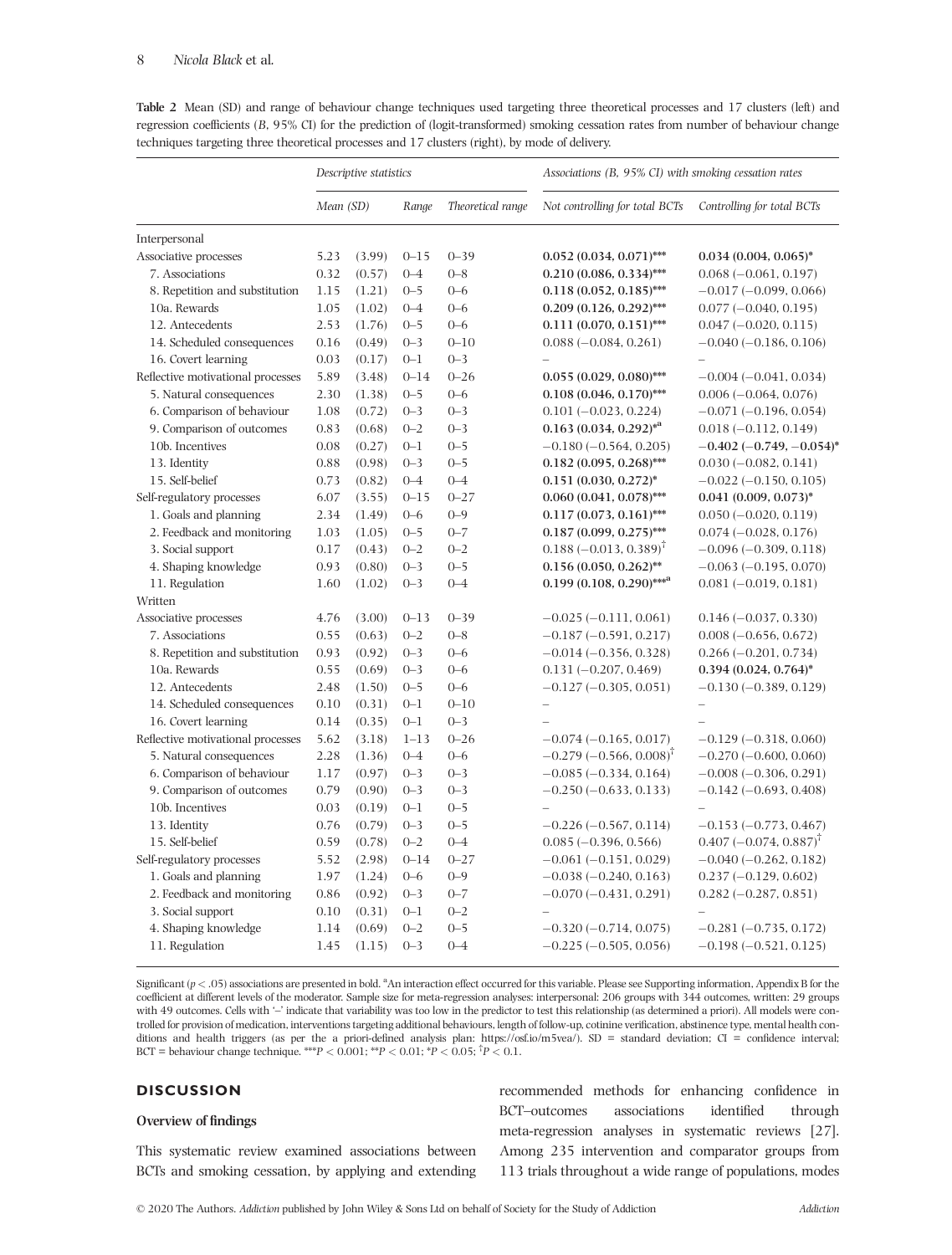**Table 2** Mean (SD) and range of behaviour change techniques used targeting three theoretical processes and 17 clusters (left) and regression coefficients (*B*, 95% CI) for the prediction of (logit-transformed) smoking cessation rates from number of behaviour change techniques targeting three theoretical processes and 17 clusters (right), by mode of delivery.

| | *Descriptive statistics* | | | | *Associations (B, 95% CI) with smoking cessation rates* | |
|---|---|---|---|---|---|---|
| | *Mean* | *(SD)* | *Range* | *Theoretical range* | *Not controlling for total BCTs* | *Controlling for total BCTs* |
| Interpersonal | | | | | | |
| Associative processes | 5.23 | (3.99) | 0–15 | 0–39 | **0.052 (0.034, 0.071)*****| **0.034 (0.004, 0.065)*** |
| 7. Associations | 0.32 | (0.57) | 0–4 | 0–8 | **0.210 (0.086, 0.334)*****| 0.068 (−0.061, 0.197) |
| 8. Repetition and substitution | 1.15 | (1.21) | 0–5 | 0–6 | **0.118 (0.052, 0.185)*****| −0.017 (−0.099, 0.066) |
| 10a. Rewards | 1.05 | (1.02) | 0–4 | 0–6 | **0.209 (0.126, 0.292)*****| 0.077 (−0.040, 0.195) |
| 12. Antecedents | 2.53 | (1.76) | 0–5 | 0–6 | **0.111 (0.070, 0.151)*****| 0.047 (−0.020, 0.115) |
| 14. Scheduled consequences | 0.16 | (0.49) | 0–3 | 0–10 | 0.088 (−0.084, 0.261) | −0.040 (−0.186, 0.106) |
| 16. Covert learning | 0.03 | (0.17) | 0–1 | 0–3 | – | – |
| Reflective motivational processes | 5.89 | (3.48) | 0–14 | 0–26 | **0.055 (0.029, 0.080)*****| −0.004 (−0.041, 0.034) |
| 5. Natural consequences | 2.30 | (1.38) | 0–5 | 0–6 | **0.108 (0.046, 0.170)*****| 0.006 (−0.064, 0.076) |
| 6. Comparison of behaviour | 1.08 | (0.72) | 0–3 | 0–3 | 0.101 (−0.023, 0.224) | −0.071 (−0.196, 0.054) |
| 9. Comparison of outcomes | 0.83 | (0.68) | 0–2 | 0–3 | **0.163 (0.034, 0.292)*[a]** | 0.018 (−0.112, 0.149) |
| 10b. Incentives | 0.08 | (0.27) | 0–1 | 0–5 | −0.180 (−0.564, 0.205) | **−0.402 (−0.749, −0.054)*** |
| 13. Identity | 0.88 | (0.98) | 0–3 | 0–5 | **0.182 (0.095, 0.268)*****| 0.030 (−0.082, 0.141) |
| 15. Self-belief | 0.73 | (0.82) | 0–4 | 0–4 | **0.151 (0.030, 0.272)*** | −0.022 (−0.150, 0.105) |
| Self-regulatory processes | 6.07 | (3.55) | 0–15 | 0–27 | **0.060 (0.041, 0.078)*****| **0.041 (0.009, 0.073)*** |
| 1. Goals and planning | 2.34 | (1.49) | 0–6 | 0–9 | **0.117 (0.073, 0.161)*****| 0.050 (−0.020, 0.119) |
| 2. Feedback and monitoring | 1.03 | (1.05) | 0–5 | 0–7 | **0.187 (0.099, 0.275)*****| 0.074 (−0.028, 0.176) |
| 3. Social support | 0.17 | (0.43) | 0–2 | 0–2 | 0.188 (−0.013, 0.389)† | −0.096 (−0.309, 0.118) |
| 4. Shaping knowledge | 0.93 | (0.80) | 0–3 | 0–5 | **0.156 (0.050, 0.262)**** | −0.063 (−0.195, 0.070) |
| 11. Regulation | 1.60 | (1.02) | 0–3 | 0–4 | **0.199 (0.108, 0.290)***[a]** | 0.081 (−0.019, 0.181) |
| Written | | | | | | |
| Associative processes | 4.76 | (3.00) | 0–13 | 0–39 | −0.025 (−0.111, 0.061) | 0.146 (−0.037, 0.330) |
| 7. Associations | 0.55 | (0.63) | 0–2 | 0–8 | −0.187 (−0.591, 0.217) | 0.008 (−0.656, 0.672) |
| 8. Repetition and substitution | 0.93 | (0.92) | 0–3 | 0–6 | −0.014 (−0.356, 0.328) | 0.266 (−0.201, 0.734) |
| 10a. Rewards | 0.55 | (0.69) | 0–3 | 0–6 | 0.131 (−0.207, 0.469) | **0.394 (0.024, 0.764)*** |
| 12. Antecedents | 2.48 | (1.50) | 0–5 | 0–6 | −0.127 (−0.305, 0.051) | −0.130 (−0.389, 0.129) |
| 14. Scheduled consequences | 0.10 | (0.31) | 0–1 | 0–10 | – | – |
| 16. Covert learning | 0.14 | (0.35) | 0–1 | 0–3 | – | – |
| Reflective motivational processes | 5.62 | (3.18) | 1–13 | 0–26 | −0.074 (−0.165, 0.017) | −0.129 (−0.318, 0.060) |
| 5. Natural consequences | 2.28 | (1.36) | 0–4 | 0–6 | −0.279 (−0.566, 0.008)† | −0.270 (−0.600, 0.060) |
| 6. Comparison of behaviour | 1.17 | (0.97) | 0–3 | 0–3 | −0.085 (−0.334, 0.164) | −0.008 (−0.306, 0.291) |
| 9. Comparison of outcomes | 0.79 | (0.90) | 0–3 | 0–3 | −0.250 (−0.633, 0.133) | −0.142 (−0.693, 0.408) |
| 10b. Incentives | 0.03 | (0.19) | 0–1 | 0–5 | – | – |
| 13. Identity | 0.76 | (0.79) | 0–3 | 0–5 | −0.226 (−0.567, 0.114) | −0.153 (−0.773, 0.467) |
| 15. Self-belief | 0.59 | (0.78) | 0–2 | 0–4 | 0.085 (−0.396, 0.566) | 0.407 (−0.074, 0.887)† |
| Self-regulatory processes | 5.52 | (2.98) | 0–14 | 0–27 | −0.061 (−0.151, 0.029) | −0.040 (−0.262, 0.182) |
| 1. Goals and planning | 1.97 | (1.24) | 0–6 | 0–9 | −0.038 (−0.240, 0.163) | 0.237 (−0.129, 0.602) |
| 2. Feedback and monitoring | 0.86 | (0.92) | 0–3 | 0–7 | −0.070 (−0.431, 0.291) | 0.282 (−0.287, 0.851) |
| 3. Social support | 0.10 | (0.31) | 0–1 | 0–2 | – | – |
| 4. Shaping knowledge | 1.14 | (0.69) | 0–2 | 0–5 | −0.320 (−0.714, 0.075) | −0.281 (−0.735, 0.172) |
| 11. Regulation | 1.45 | (1.15) | 0–3 | 0–4 | −0.225 (−0.505, 0.056) | −0.198 (−0.521, 0.125) |

Significant ($p < .05$) associations are presented in bold. [a]An interaction effect occurred for this variable. Please see Supporting information, Appendix B for the coefficient at different levels of the moderator. Sample size for meta-regression analyses: interpersonal: 206 groups with 344 outcomes, written: 29 groups with 49 outcomes. Cells with '–' indicate that variability was too low in the predictor to test this relationship (as determined a priori). All models were controlled for provision of medication, interventions targeting additional behaviours, length of follow-up, cotinine verification, abstinence type, mental health conditions and health triggers (as per the a priori-defined analysis plan: https://osf.io/m5vea/). SD = standard deviation; CI = confidence interval; BCT = behaviour change technique. ***$P < 0.001$; **$P < 0.01$; *$P < 0.05$; †$P < 0.1$.

## DISCUSSION

### Overview of findings

This systematic review examined associations between BCTs and smoking cessation, by applying and extending recommended methods for enhancing confidence in BCT–outcomes associations identified through meta-regression analyses in systematic reviews [27]. Among 235 intervention and comparator groups from 113 trials throughout a wide range of populations, modes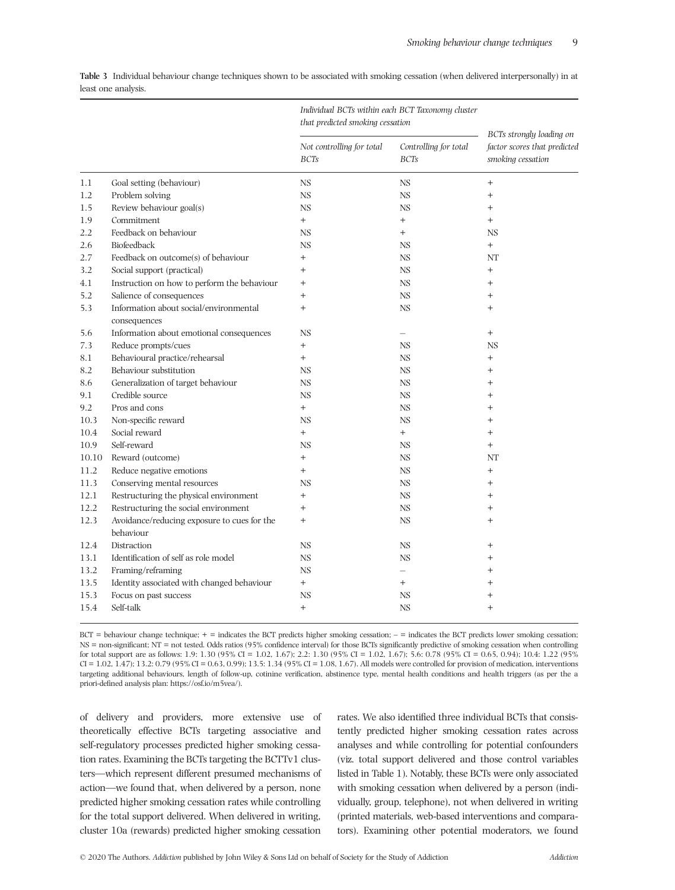**Table 3** Individual behaviour change techniques shown to be associated with smoking cessation (when delivered interpersonally) in at least one analysis.

| | | *Individual BCTs within each BCT Taxonomy cluster that predicted smoking cessation* | | *BCTs strongly loading on factor scores that predicted smoking cessation* |
|---|---|---|---|---|
| | | *Not controlling for total BCTs* | *Controlling for total BCTs* | |
| 1.1 | Goal setting (behaviour) | NS | NS | + |
| 1.2 | Problem solving | NS | NS | + |
| 1.5 | Review behaviour goal(s) | NS | NS | + |
| 1.9 | Commitment | + | + | + |
| 2.2 | Feedback on behaviour | NS | + | NS |
| 2.6 | Biofeedback | NS | NS | + |
| 2.7 | Feedback on outcome(s) of behaviour | + | NS | NT |
| 3.2 | Social support (practical) | + | NS | + |
| 4.1 | Instruction on how to perform the behaviour | + | NS | + |
| 5.2 | Salience of consequences | + | NS | + |
| 5.3 | Information about social/environmental consequences | + | NS | + |
| 5.6 | Information about emotional consequences | NS | – | + |
| 7.3 | Reduce prompts/cues | + | NS | NS |
| 8.1 | Behavioural practice/rehearsal | + | NS | + |
| 8.2 | Behaviour substitution | NS | NS | + |
| 8.6 | Generalization of target behaviour | NS | NS | + |
| 9.1 | Credible source | NS | NS | + |
| 9.2 | Pros and cons | + | NS | + |
| 10.3 | Non-specific reward | NS | NS | + |
| 10.4 | Social reward | + | + | + |
| 10.9 | Self-reward | NS | NS | + |
| 10.10 | Reward (outcome) | + | NS | NT |
| 11.2 | Reduce negative emotions | + | NS | + |
| 11.3 | Conserving mental resources | NS | NS | + |
| 12.1 | Restructuring the physical environment | + | NS | + |
| 12.2 | Restructuring the social environment | + | NS | + |
| 12.3 | Avoidance/reducing exposure to cues for the behaviour | + | NS | + |
| 12.4 | Distraction | NS | NS | + |
| 13.1 | Identification of self as role model | NS | NS | + |
| 13.2 | Framing/reframing | NS | – | + |
| 13.5 | Identity associated with changed behaviour | + | + | + |
| 15.3 | Focus on past success | NS | NS | + |
| 15.4 | Self-talk | + | NS | + |

BCT = behaviour change technique; + = indicates the BCT predicts higher smoking cessation; – = indicates the BCT predicts lower smoking cessation; NS = non-significant; NT = not tested. Odds ratios (95% confidence interval) for those BCTs significantly predictive of smoking cessation when controlling for total support are as follows: 1.9: 1.30 (95% CI = 1.02, 1.67); 2.2: 1.30 (95% CI = 1.02, 1.67); 5.6: 0.78 (95% CI = 0.65, 0.94); 10.4: 1.22 (95% CI = 1.02, 1.47); 13.2: 0.79 (95% CI = 0.63, 0.99); 13.5: 1.34 (95% CI = 1.08, 1.67). All models were controlled for provision of medication, interventions targeting additional behaviours, length of follow-up, cotinine verification, abstinence type, mental health conditions and health triggers (as per the a priori-defined analysis plan: https://osf.io/m5vea/).

of delivery and providers, more extensive use of theoretically effective BCTs targeting associative and self-regulatory processes predicted higher smoking cessation rates. Examining the BCTs targeting the BCTTv1 clusters—which represent different presumed mechanisms of action—we found that, when delivered by a person, none predicted higher smoking cessation rates while controlling for the total support delivered. When delivered in writing, cluster 10a (rewards) predicted higher smoking cessation rates. We also identified three individual BCTs that consistently predicted higher smoking cessation rates across analyses and while controlling for potential confounders (viz. total support delivered and those control variables listed in Table 1). Notably, these BCTs were only associated with smoking cessation when delivered by a person (individually, group, telephone), not when delivered in writing (printed materials, web-based interventions and comparators). Examining other potential moderators, we found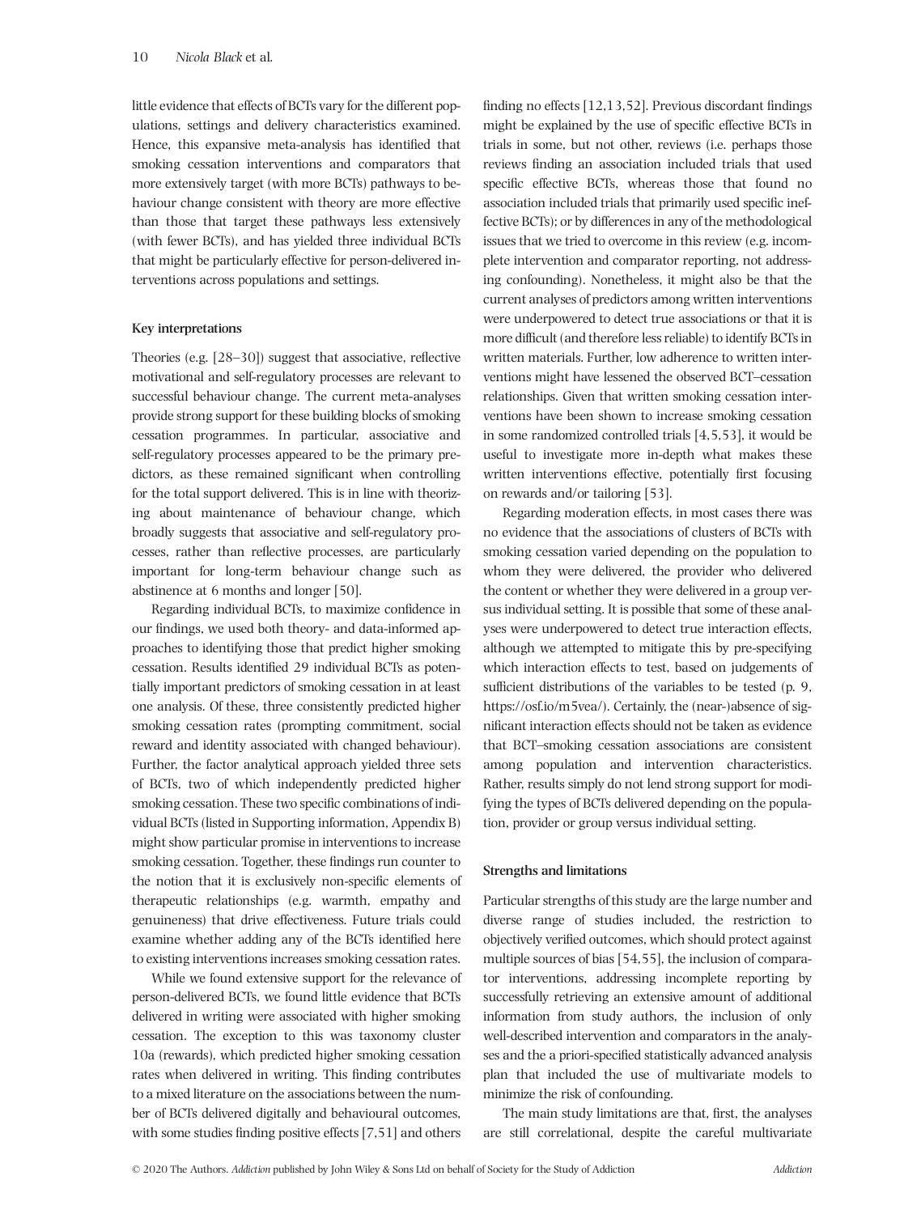little evidence that effects of BCTs vary for the different populations, settings and delivery characteristics examined. Hence, this expansive meta-analysis has identified that smoking cessation interventions and comparators that more extensively target (with more BCTs) pathways to behaviour change consistent with theory are more effective than those that target these pathways less extensively (with fewer BCTs), and has yielded three individual BCTs that might be particularly effective for person-delivered interventions across populations and settings.

### Key interpretations

Theories (e.g. [28–30]) suggest that associative, reflective motivational and self-regulatory processes are relevant to successful behaviour change. The current meta-analyses provide strong support for these building blocks of smoking cessation programmes. In particular, associative and self-regulatory processes appeared to be the primary predictors, as these remained significant when controlling for the total support delivered. This is in line with theorizing about maintenance of behaviour change, which broadly suggests that associative and self-regulatory processes, rather than reflective processes, are particularly important for long-term behaviour change such as abstinence at 6 months and longer [50].

Regarding individual BCTs, to maximize confidence in our findings, we used both theory- and data-informed approaches to identifying those that predict higher smoking cessation. Results identified 29 individual BCTs as potentially important predictors of smoking cessation in at least one analysis. Of these, three consistently predicted higher smoking cessation rates (prompting commitment, social reward and identity associated with changed behaviour). Further, the factor analytical approach yielded three sets of BCTs, two of which independently predicted higher smoking cessation. These two specific combinations of individual BCTs (listed in Supporting information, Appendix B) might show particular promise in interventions to increase smoking cessation. Together, these findings run counter to the notion that it is exclusively non-specific elements of therapeutic relationships (e.g. warmth, empathy and genuineness) that drive effectiveness. Future trials could examine whether adding any of the BCTs identified here to existing interventions increases smoking cessation rates.

While we found extensive support for the relevance of person-delivered BCTs, we found little evidence that BCTs delivered in writing were associated with higher smoking cessation. The exception to this was taxonomy cluster 10a (rewards), which predicted higher smoking cessation rates when delivered in writing. This finding contributes to a mixed literature on the associations between the number of BCTs delivered digitally and behavioural outcomes, with some studies finding positive effects [7,51] and others finding no effects [12,13,52]. Previous discordant findings might be explained by the use of specific effective BCTs in trials in some, but not other, reviews (i.e. perhaps those reviews finding an association included trials that used specific effective BCTs, whereas those that found no association included trials that primarily used specific ineffective BCTs); or by differences in any of the methodological issues that we tried to overcome in this review (e.g. incomplete intervention and comparator reporting, not addressing confounding). Nonetheless, it might also be that the current analyses of predictors among written interventions were underpowered to detect true associations or that it is more difficult (and therefore less reliable) to identify BCTs in written materials. Further, low adherence to written interventions might have lessened the observed BCT–cessation relationships. Given that written smoking cessation interventions have been shown to increase smoking cessation in some randomized controlled trials [4,5,53], it would be useful to investigate more in-depth what makes these written interventions effective, potentially first focusing on rewards and/or tailoring [53].

Regarding moderation effects, in most cases there was no evidence that the associations of clusters of BCTs with smoking cessation varied depending on the population to whom they were delivered, the provider who delivered the content or whether they were delivered in a group versus individual setting. It is possible that some of these analyses were underpowered to detect true interaction effects, although we attempted to mitigate this by pre-specifying which interaction effects to test, based on judgements of sufficient distributions of the variables to be tested (p. 9, https://osf.io/m5vea/). Certainly, the (near-)absence of significant interaction effects should not be taken as evidence that BCT–smoking cessation associations are consistent among population and intervention characteristics. Rather, results simply do not lend strong support for modifying the types of BCTs delivered depending on the population, provider or group versus individual setting.

### Strengths and limitations

Particular strengths of this study are the large number and diverse range of studies included, the restriction to objectively verified outcomes, which should protect against multiple sources of bias [54,55], the inclusion of comparator interventions, addressing incomplete reporting by successfully retrieving an extensive amount of additional information from study authors, the inclusion of only well-described intervention and comparators in the analyses and the a priori-specified statistically advanced analysis plan that included the use of multivariate models to minimize the risk of confounding.

The main study limitations are that, first, the analyses are still correlational, despite the careful multivariate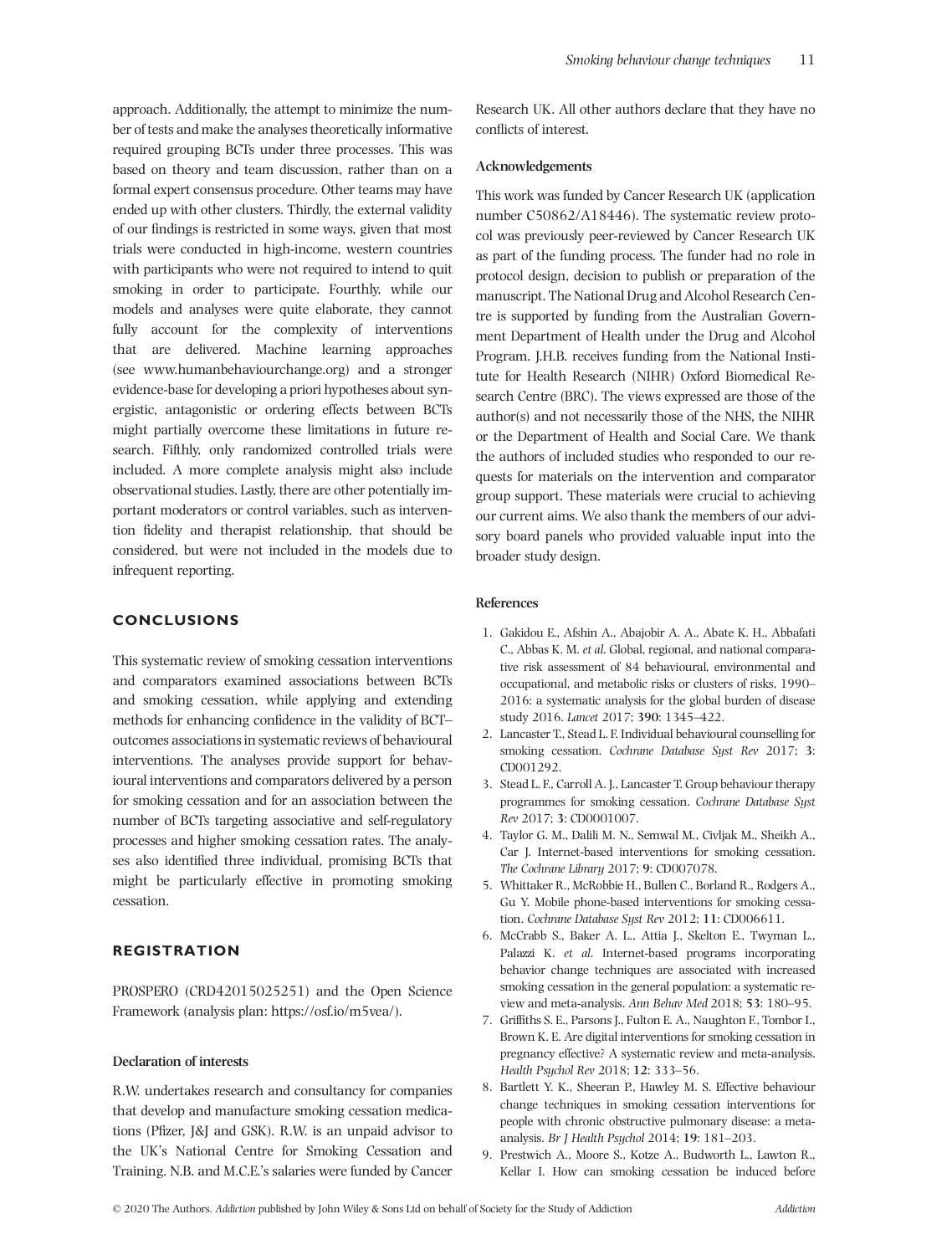approach. Additionally, the attempt to minimize the number of tests and make the analyses theoretically informative required grouping BCTs under three processes. This was based on theory and team discussion, rather than on a formal expert consensus procedure. Other teams may have ended up with other clusters. Thirdly, the external validity of our findings is restricted in some ways, given that most trials were conducted in high-income, western countries with participants who were not required to intend to quit smoking in order to participate. Fourthly, while our models and analyses were quite elaborate, they cannot fully account for the complexity of interventions that are delivered. Machine learning approaches (see www.humanbehaviourchange.org) and a stronger evidence-base for developing a priori hypotheses about synergistic, antagonistic or ordering effects between BCTs might partially overcome these limitations in future research. Fifthly, only randomized controlled trials were included. A more complete analysis might also include observational studies. Lastly, there are other potentially important moderators or control variables, such as intervention fidelity and therapist relationship, that should be considered, but were not included in the models due to infrequent reporting.

## CONCLUSIONS

This systematic review of smoking cessation interventions and comparators examined associations between BCTs and smoking cessation, while applying and extending methods for enhancing confidence in the validity of BCT–outcomes associations in systematic reviews of behavioural interventions. The analyses provide support for behavioural interventions and comparators delivered by a person for smoking cessation and for an association between the number of BCTs targeting associative and self-regulatory processes and higher smoking cessation rates. The analyses also identified three individual, promising BCTs that might be particularly effective in promoting smoking cessation.

## REGISTRATION

PROSPERO (CRD42015025251) and the Open Science Framework (analysis plan: https://osf.io/m5vea/).

### Declaration of interests

R.W. undertakes research and consultancy for companies that develop and manufacture smoking cessation medications (Pfizer, J&J and GSK). R.W. is an unpaid advisor to the UK's National Centre for Smoking Cessation and Training. N.B. and M.C.E.'s salaries were funded by Cancer Research UK. All other authors declare that they have no conflicts of interest.

### Acknowledgements

This work was funded by Cancer Research UK (application number C50862/A18446). The systematic review protocol was previously peer-reviewed by Cancer Research UK as part of the funding process. The funder had no role in protocol design, decision to publish or preparation of the manuscript. The National Drug and Alcohol Research Centre is supported by funding from the Australian Government Department of Health under the Drug and Alcohol Program. J.H.B. receives funding from the National Institute for Health Research (NIHR) Oxford Biomedical Research Centre (BRC). The views expressed are those of the author(s) and not necessarily those of the NHS, the NIHR or the Department of Health and Social Care. We thank the authors of included studies who responded to our requests for materials on the intervention and comparator group support. These materials were crucial to achieving our current aims. We also thank the members of our advisory board panels who provided valuable input into the broader study design.

### References

1. Gakidou E., Afshin A., Abajobir A. A., Abate K. H., Abbafati C., Abbas K. M. *et al.* Global, regional, and national comparative risk assessment of 84 behavioural, environmental and occupational, and metabolic risks or clusters of risks, 1990–2016: a systematic analysis for the global burden of disease study 2016. *Lancet* 2017; **390**: 1345–422.
2. Lancaster T., Stead L. F. Individual behavioural counselling for smoking cessation. *Cochrane Database Syst Rev* 2017; **3**: CD001292.
3. Stead L. F., Carroll A. J., Lancaster T. Group behaviour therapy programmes for smoking cessation. *Cochrane Database Syst Rev* 2017; **3**: CD0001007.
4. Taylor G. M., Dalili M. N., Semwal M., Civljak M., Sheikh A., Car J. Internet-based interventions for smoking cessation. *The Cochrane Library* 2017; **9**: CD007078.
5. Whittaker R., McRobbie H., Bullen C., Borland R., Rodgers A., Gu Y. Mobile phone-based interventions for smoking cessation. *Cochrane Database Syst Rev* 2012; **11**: CD006611.
6. McCrabb S., Baker A. L., Attia J., Skelton E., Twyman L., Palazzi K. *et al.* Internet-based programs incorporating behavior change techniques are associated with increased smoking cessation in the general population: a systematic review and meta-analysis. *Ann Behav Med* 2018; **53**: 180–95.
7. Griffiths S. E., Parsons J., Fulton E. A., Naughton F., Tombor I., Brown K. E. Are digital interventions for smoking cessation in pregnancy effective? A systematic review and meta-analysis. *Health Psychol Rev* 2018; **12**: 333–56.
8. Bartlett Y. K., Sheeran P., Hawley M. S. Effective behaviour change techniques in smoking cessation interventions for people with chronic obstructive pulmonary disease: a meta-analysis. *Br J Health Psychol* 2014; **19**: 181–203.
9. Prestwich A., Moore S., Kotze A., Budworth L., Lawton R., Kellar I. How can smoking cessation be induced before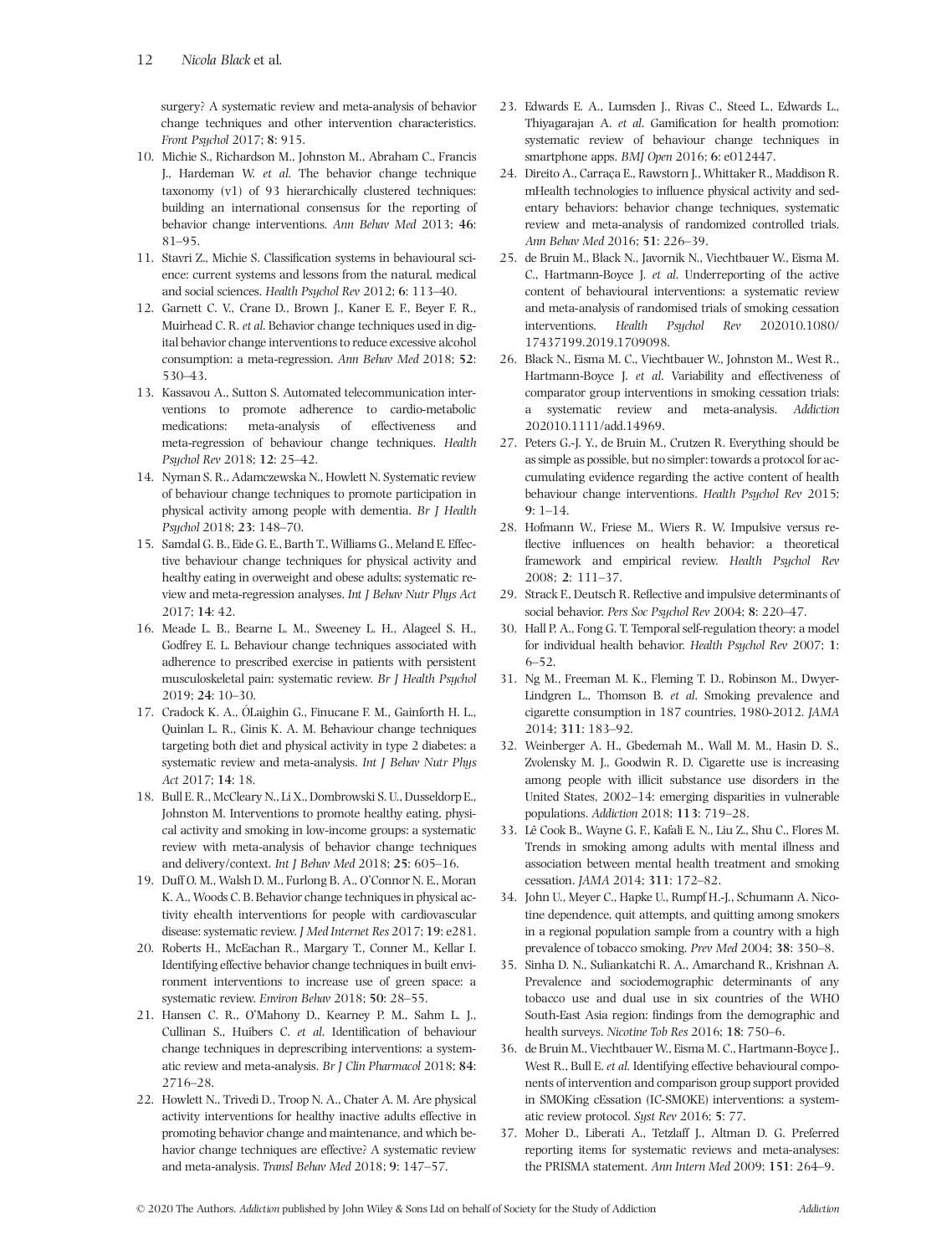surgery? A systematic review and meta-analysis of behavior change techniques and other intervention characteristics. *Front Psychol* 2017; **8**: 915.

10. Michie S., Richardson M., Johnston M., Abraham C., Francis J., Hardeman W. *et al.* The behavior change technique taxonomy (v1) of 93 hierarchically clustered techniques: building an international consensus for the reporting of behavior change interventions. *Ann Behav Med* 2013; **46**: 81–95.
11. Stavri Z., Michie S. Classification systems in behavioural science: current systems and lessons from the natural, medical and social sciences. *Health Psychol Rev* 2012; **6**: 113–40.
12. Garnett C. V., Crane D., Brown J., Kaner E. F., Beyer F. R., Muirhead C. R. *et al.* Behavior change techniques used in digital behavior change interventions to reduce excessive alcohol consumption: a meta-regression. *Ann Behav Med* 2018; **52**: 530–43.
13. Kassavou A., Sutton S. Automated telecommunication interventions to promote adherence to cardio-metabolic medications: meta-analysis of effectiveness and meta-regression of behaviour change techniques. *Health Psychol Rev* 2018; **12**: 25–42.
14. Nyman S. R., Adamczewska N., Howlett N. Systematic review of behaviour change techniques to promote participation in physical activity among people with dementia. *Br J Health Psychol* 2018; **23**: 148–70.
15. Samdal G. B., Eide G. E., Barth T., Williams G., Meland E. Effective behaviour change techniques for physical activity and healthy eating in overweight and obese adults; systematic review and meta-regression analyses. *Int J Behav Nutr Phys Act* 2017; **14**: 42.
16. Meade L. B., Bearne L. M., Sweeney L. H., Alageel S. H., Godfrey E. L. Behaviour change techniques associated with adherence to prescribed exercise in patients with persistent musculoskeletal pain: systematic review. *Br J Health Psychol* 2019; **24**: 10–30.
17. Cradock K. A., ÓLaighin G., Finucane F. M., Gainforth H. L., Quinlan L. R., Ginis K. A. M. Behaviour change techniques targeting both diet and physical activity in type 2 diabetes: a systematic review and meta-analysis. *Int J Behav Nutr Phys Act* 2017; **14**: 18.
18. Bull E. R., McCleary N., Li X., Dombrowski S. U., Dusseldorp E., Johnston M. Interventions to promote healthy eating, physical activity and smoking in low-income groups: a systematic review with meta-analysis of behavior change techniques and delivery/context. *Int J Behav Med* 2018; **25**: 605–16.
19. Duff O. M., Walsh D. M., Furlong B. A., O'Connor N. E., Moran K. A., Woods C. B. Behavior change techniques in physical activity ehealth interventions for people with cardiovascular disease: systematic review. *J Med Internet Res* 2017; **19**: e281.
20. Roberts H., McEachan R., Margary T., Conner M., Kellar I. Identifying effective behavior change techniques in built environment interventions to increase use of green space: a systematic review. *Environ Behav* 2018; **50**: 28–55.
21. Hansen C. R., O'Mahony D., Kearney P. M., Sahm L. J., Cullinan S., Huibers C. *et al.* Identification of behaviour change techniques in deprescribing interventions: a systematic review and meta-analysis. *Br J Clin Pharmacol* 2018; **84**: 2716–28.
22. Howlett N., Trivedi D., Troop N. A., Chater A. M. Are physical activity interventions for healthy inactive adults effective in promoting behavior change and maintenance, and which behavior change techniques are effective? A systematic review and meta-analysis. *Transl Behav Med* 2018; **9**: 147–57.
23. Edwards E. A., Lumsden J., Rivas C., Steed L., Edwards L., Thiyagarajan A. *et al.* Gamification for health promotion: systematic review of behaviour change techniques in smartphone apps. *BMJ Open* 2016; **6**: e012447.
24. Direito A., Carraça E., Rawstorn J., Whittaker R., Maddison R. mHealth technologies to influence physical activity and sedentary behaviors: behavior change techniques, systematic review and meta-analysis of randomized controlled trials. *Ann Behav Med* 2016; **51**: 226–39.
25. de Bruin M., Black N., Javornik N., Viechtbauer W., Eisma M. C., Hartmann-Boyce J. *et al.* Underreporting of the active content of behavioural interventions: a systematic review and meta-analysis of randomised trials of smoking cessation interventions. *Health Psychol Rev* 202010.1080/17437199.2019.1709098.
26. Black N., Eisma M. C., Viechtbauer W., Johnston M., West R., Hartmann-Boyce J. *et al.* Variability and effectiveness of comparator group interventions in smoking cessation trials: a systematic review and meta-analysis. *Addiction* 202010.1111/add.14969.
27. Peters G.-J. Y., de Bruin M., Crutzen R. Everything should be as simple as possible, but no simpler: towards a protocol for accumulating evidence regarding the active content of health behaviour change interventions. *Health Psychol Rev* 2015; **9**: 1–14.
28. Hofmann W., Friese M., Wiers R. W. Impulsive versus reflective influences on health behavior: a theoretical framework and empirical review. *Health Psychol Rev* 2008; **2**: 111–37.
29. Strack F., Deutsch R. Reflective and impulsive determinants of social behavior. *Pers Soc Psychol Rev* 2004; **8**: 220–47.
30. Hall P. A., Fong G. T. Temporal self-regulation theory: a model for individual health behavior. *Health Psychol Rev* 2007; **1**: 6–52.
31. Ng M., Freeman M. K., Fleming T. D., Robinson M., Dwyer-Lindgren L., Thomson B. *et al.* Smoking prevalence and cigarette consumption in 187 countries, 1980-2012. *JAMA* 2014; **311**: 183–92.
32. Weinberger A. H., Gbedemah M., Wall M. M., Hasin D. S., Zvolensky M. J., Goodwin R. D. Cigarette use is increasing among people with illicit substance use disorders in the United States, 2002–14: emerging disparities in vulnerable populations. *Addiction* 2018; **113**: 719–28.
33. Lê Cook B., Wayne G. F., Kafali E. N., Liu Z., Shu C., Flores M. Trends in smoking among adults with mental illness and association between mental health treatment and smoking cessation. *JAMA* 2014; **311**: 172–82.
34. John U., Meyer C., Hapke U., Rumpf H.-J., Schumann A. Nicotine dependence, quit attempts, and quitting among smokers in a regional population sample from a country with a high prevalence of tobacco smoking. *Prev Med* 2004; **38**: 350–8.
35. Sinha D. N., Suliankatchi R. A., Amarchand R., Krishnan A. Prevalence and sociodemographic determinants of any tobacco use and dual use in six countries of the WHO South-East Asia region: findings from the demographic and health surveys. *Nicotine Tob Res* 2016; **18**: 750–6.
36. de Bruin M., Viechtbauer W., Eisma M. C., Hartmann-Boyce J., West R., Bull E. *et al.* Identifying effective behavioural components of intervention and comparison group support provided in SMOKing cEssation (IC-SMOKE) interventions: a systematic review protocol. *Syst Rev* 2016; **5**: 77.
37. Moher D., Liberati A., Tetzlaff J., Altman D. G. Preferred reporting items for systematic reviews and meta-analyses: the PRISMA statement. *Ann Intern Med* 2009; **151**: 264–9.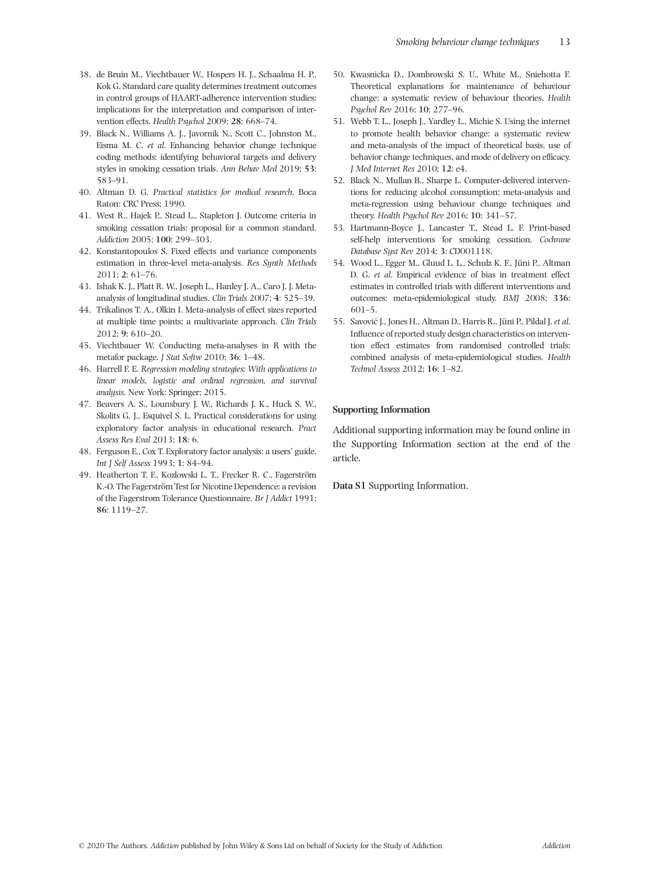38. de Bruin M., Viechtbauer W., Hospers H. J., Schaalma H. P., Kok G. Standard care quality determines treatment outcomes in control groups of HAART-adherence intervention studies: implications for the interpretation and comparison of intervention effects. *Health Psychol* 2009; **28**: 668–74.
39. Black N., Williams A. J., Javornik N., Scott C., Johnston M., Eisma M. C. *et al.* Enhancing behavior change technique coding methods: identifying behavioral targets and delivery styles in smoking cessation trials. *Ann Behav Med* 2019; **53**: 583–91.
40. Altman D. G. *Practical statistics for medical research*. Boca Raton: CRC Press; 1990.
41. West R., Hajek P., Stead L., Stapleton J. Outcome criteria in smoking cessation trials: proposal for a common standard. *Addiction* 2005; **100**: 299–303.
42. Konstantopoulos S. Fixed effects and variance components estimation in three-level meta-analysis. *Res Synth Methods* 2011; **2**: 61–76.
43. Ishak K. J., Platt R. W., Joseph L., Hanley J. A., Caro J. J. Meta-analysis of longitudinal studies. *Clin Trials* 2007; **4**: 525–39.
44. Trikalinos T. A., Olkin I. Meta-analysis of effect sizes reported at multiple time points: a multivariate approach. *Clin Trials* 2012; **9**: 610–20.
45. Viechtbauer W. Conducting meta-analyses in R with the metafor package. *J Stat Softw* 2010; **36**: 1–48.
46. Harrell F. E. *Regression modeling strategies: With applications to linear models, logistic and ordinal regression, and survival analysis*. New York: Springer; 2015.
47. Beavers A. S., Lounsbury J. W., Richards J. K., Huck S. W., Skolits G. J., Esquivel S. L. Practical considerations for using exploratory factor analysis in educational research. *Pract Assess Res Eval* 2013; **18**: 6.
48. Ferguson E., Cox T. Exploratory factor analysis: a users' guide. *Int J Self Assess* 1993; **1**: 84–94.
49. Heatherton T. F., Kozlowski L. T., Frecker R. C., Fagerström K.-O. The Fagerström Test for Nicotine Dependence: a revision of the Fagerstrom Tolerance Questionnaire. *Br J Addict* 1991; **86**: 1119–27.
50. Kwasnicka D., Dombrowski S. U., White M., Sniehotta F. Theoretical explanations for maintenance of behaviour change: a systematic review of behaviour theories. *Health Psychol Rev* 2016; **10**: 277–96.
51. Webb T. L., Joseph J., Yardley L., Michie S. Using the internet to promote health behavior change: a systematic review and meta-analysis of the impact of theoretical basis, use of behavior change techniques, and mode of delivery on efficacy. *J Med Internet Res* 2010; **12**: e4.
52. Black N., Mullan B., Sharpe L. Computer-delivered interventions for reducing alcohol consumption: meta-analysis and meta-regression using behaviour change techniques and theory. *Health Psychol Rev* 2016; **10**: 341–57.
53. Hartmann-Boyce J., Lancaster T., Stead L. F. Print-based self-help interventions for smoking cessation. *Cochrane Database Syst Rev* 2014; **3**: CD001118.
54. Wood L., Egger M., Gluud L. L., Schulz K. F., Jüni P., Altman D. G. *et al.* Empirical evidence of bias in treatment effect estimates in controlled trials with different interventions and outcomes: meta-epidemiological study. *BMJ* 2008; **336**: 601–5.
55. Savović J., Jones H., Altman D., Harris R., Jüni P., Pildal J. *et al.* Influence of reported study design characteristics on intervention effect estimates from randomised controlled trials: combined analysis of meta-epidemiological studies. *Health Technol Assess* 2012; **16**: 1–82.

## Supporting Information

Additional supporting information may be found online in the Supporting Information section at the end of the article.

**Data S1** Supporting Information.